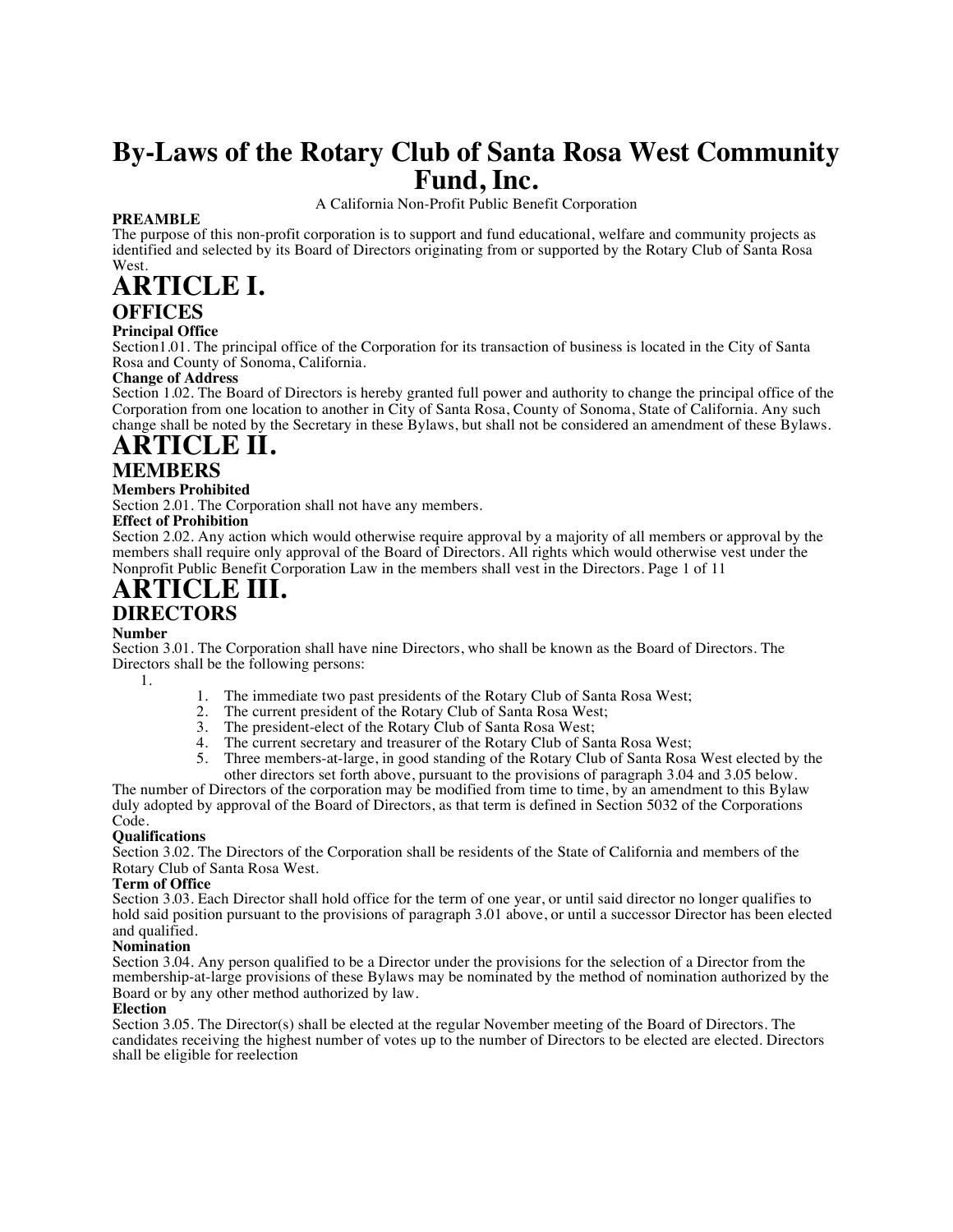# By-Laws of the Rotary Club of Santa Rosa West Community Fund, Inc.

A California Non-Profit Public Benefit Corporation

**PREAMBLE**

The purpose of this non-profit corporation is to support and fund educational, welfare and community projects as identified and selected by its Board of Directors originating from or supported by the Rotary Club of Santa Rosa West.

# ARTICLE I.

## OFFICES

**Principal Office**

Section1.01. The principal office of the Corporation for its transaction of business is located in the City of Santa Rosa and County of Sonoma, California.

**Change of Address**

Section 1.02. The Board of Directors is hereby granted full power and authority to change the principal office of the Corporation from one location to another in City of Santa Rosa, County of Sonoma, State of California. Any such change shall be noted by the Secretary in these Bylaws, but shall not be considered an amendment of these Bylaws.

# ARTICLE II.

## MEMBERS

**Members Prohibited**

Section 2.01. The Corporation shall not have any members.

**Effect of Prohibition**

Section 2.02. Any action which would otherwise require approval by a majority of all members or approval by the members shall require only approval of the Board of Directors. All rights which would otherwise vest under the Nonprofit Public Benefit Corporation Law in the members shall vest in the Directors.

# ARTICLE III.

## DIRECTORS

**Number**

Section 3.01. The Corporation shall have nine Directors, who shall be known as the Board of Directors. The Directors shall be the following persons:

1.
    1. The immediate two past presidents of the Rotary Club of Santa Rosa West;
    2. The current president of the Rotary Club of Santa Rosa West;
    3. The president-elect of the Rotary Club of Santa Rosa West;
    4. The current secretary and treasurer of the Rotary Club of Santa Rosa West;
    5. Three members-at-large, in good standing of the Rotary Club of Santa Rosa West elected by the other directors set forth above, pursuant to the provisions of paragraph 3.04 and 3.05 below.

The number of Directors of the corporation may be modified from time to time, by an amendment to this Bylaw duly adopted by approval of the Board of Directors, as that term is defined in Section 5032 of the Corporations Code.

**Qualifications**

Section 3.02. The Directors of the Corporation shall be residents of the State of California and members of the Rotary Club of Santa Rosa West.

**Term of Office**

Section 3.03. Each Director shall hold office for the term of one year, or until said director no longer qualifies to hold said position pursuant to the provisions of paragraph 3.01 above, or until a successor Director has been elected and qualified.

**Nomination**

Section 3.04. Any person qualified to be a Director under the provisions for the selection of a Director from the membership-at-large provisions of these Bylaws may be nominated by the method of nomination authorized by the Board or by any other method authorized by law.

**Election**

Section 3.05. The Director(s) shall be elected at the regular November meeting of the Board of Directors. The candidates receiving the highest number of votes up to the number of Directors to be elected are elected. Directors shall be eligible for reelection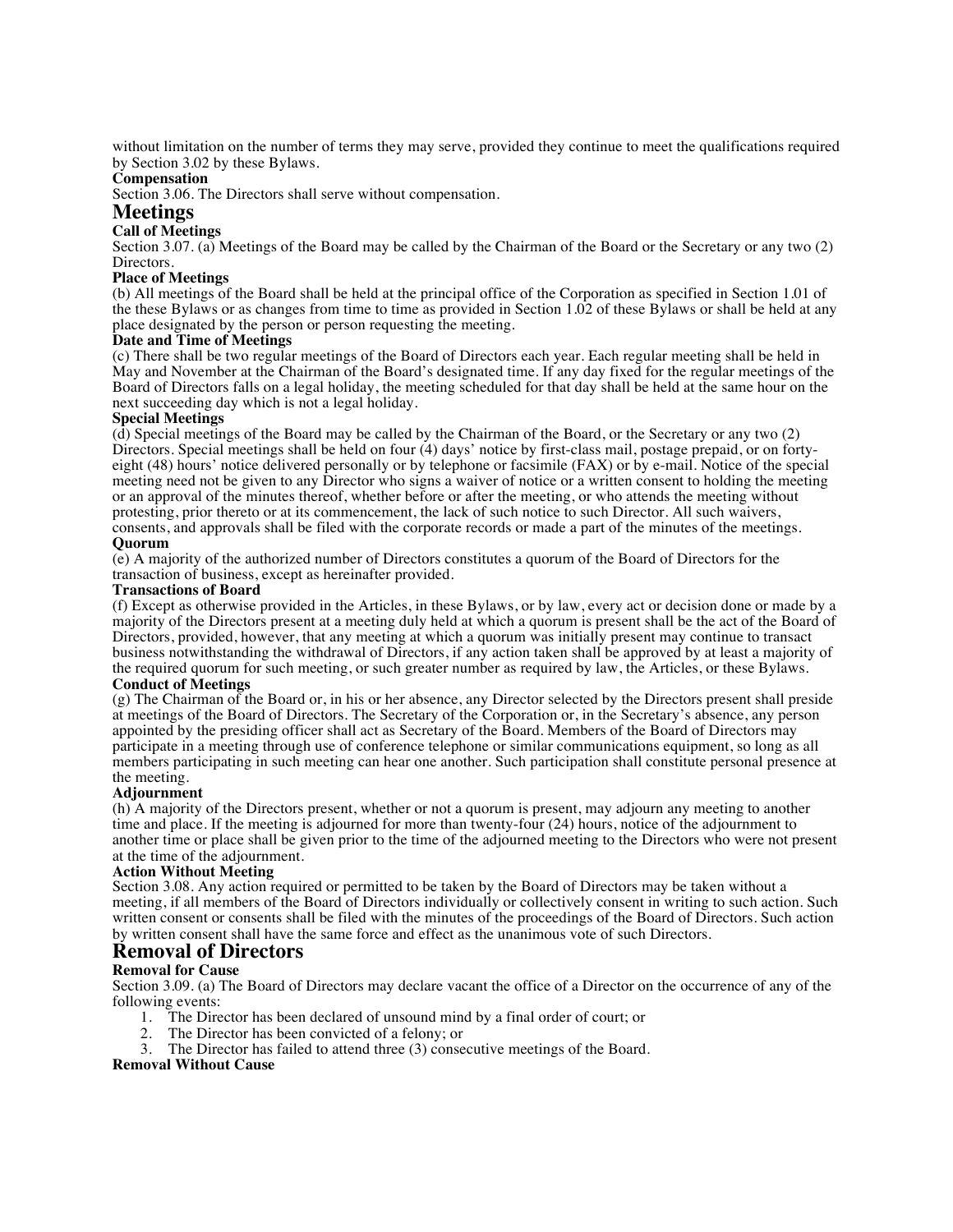without limitation on the number of terms they may serve, provided they continue to meet the qualifications required by Section 3.02 by these Bylaws.

**Compensation**

Section 3.06. The Directors shall serve without compensation.

## Meetings

**Call of Meetings**

Section 3.07. (a) Meetings of the Board may be called by the Chairman of the Board or the Secretary or any two (2) Directors.

**Place of Meetings**

(b) All meetings of the Board shall be held at the principal office of the Corporation as specified in Section 1.01 of the these Bylaws or as changes from time to time as provided in Section 1.02 of these Bylaws or shall be held at any place designated by the person or person requesting the meeting.

**Date and Time of Meetings**

(c) There shall be two regular meetings of the Board of Directors each year. Each regular meeting shall be held in May and November at the Chairman of the Board's designated time. If any day fixed for the regular meetings of the Board of Directors falls on a legal holiday, the meeting scheduled for that day shall be held at the same hour on the next succeeding day which is not a legal holiday.

**Special Meetings**

(d) Special meetings of the Board may be called by the Chairman of the Board, or the Secretary or any two (2) Directors. Special meetings shall be held on four (4) days' notice by first-class mail, postage prepaid, or on forty-eight (48) hours' notice delivered personally or by telephone or facsimile (FAX) or by e-mail. Notice of the special meeting need not be given to any Director who signs a waiver of notice or a written consent to holding the meeting or an approval of the minutes thereof, whether before or after the meeting, or who attends the meeting without protesting, prior thereto or at its commencement, the lack of such notice to such Director. All such waivers, consents, and approvals shall be filed with the corporate records or made a part of the minutes of the meetings.

**Quorum**

(e) A majority of the authorized number of Directors constitutes a quorum of the Board of Directors for the transaction of business, except as hereinafter provided.

**Transactions of Board**

(f) Except as otherwise provided in the Articles, in these Bylaws, or by law, every act or decision done or made by a majority of the Directors present at a meeting duly held at which a quorum is present shall be the act of the Board of Directors, provided, however, that any meeting at which a quorum was initially present may continue to transact business notwithstanding the withdrawal of Directors, if any action taken shall be approved by at least a majority of the required quorum for such meeting, or such greater number as required by law, the Articles, or these Bylaws.

**Conduct of Meetings**

(g) The Chairman of the Board or, in his or her absence, any Director selected by the Directors present shall preside at meetings of the Board of Directors. The Secretary of the Corporation or, in the Secretary's absence, any person appointed by the presiding officer shall act as Secretary of the Board. Members of the Board of Directors may participate in a meeting through use of conference telephone or similar communications equipment, so long as all members participating in such meeting can hear one another. Such participation shall constitute personal presence at the meeting.

**Adjournment**

(h) A majority of the Directors present, whether or not a quorum is present, may adjourn any meeting to another time and place. If the meeting is adjourned for more than twenty-four (24) hours, notice of the adjournment to another time or place shall be given prior to the time of the adjourned meeting to the Directors who were not present at the time of the adjournment.

**Action Without Meeting**

Section 3.08. Any action required or permitted to be taken by the Board of Directors may be taken without a meeting, if all members of the Board of Directors individually or collectively consent in writing to such action. Such written consent or consents shall be filed with the minutes of the proceedings of the Board of Directors. Such action by written consent shall have the same force and effect as the unanimous vote of such Directors.

## Removal of Directors

**Removal for Cause**

Section 3.09. (a) The Board of Directors may declare vacant the office of a Director on the occurrence of any of the following events:

1. The Director has been declared of unsound mind by a final order of court; or
2. The Director has been convicted of a felony; or
3. The Director has failed to attend three (3) consecutive meetings of the Board.

**Removal Without Cause**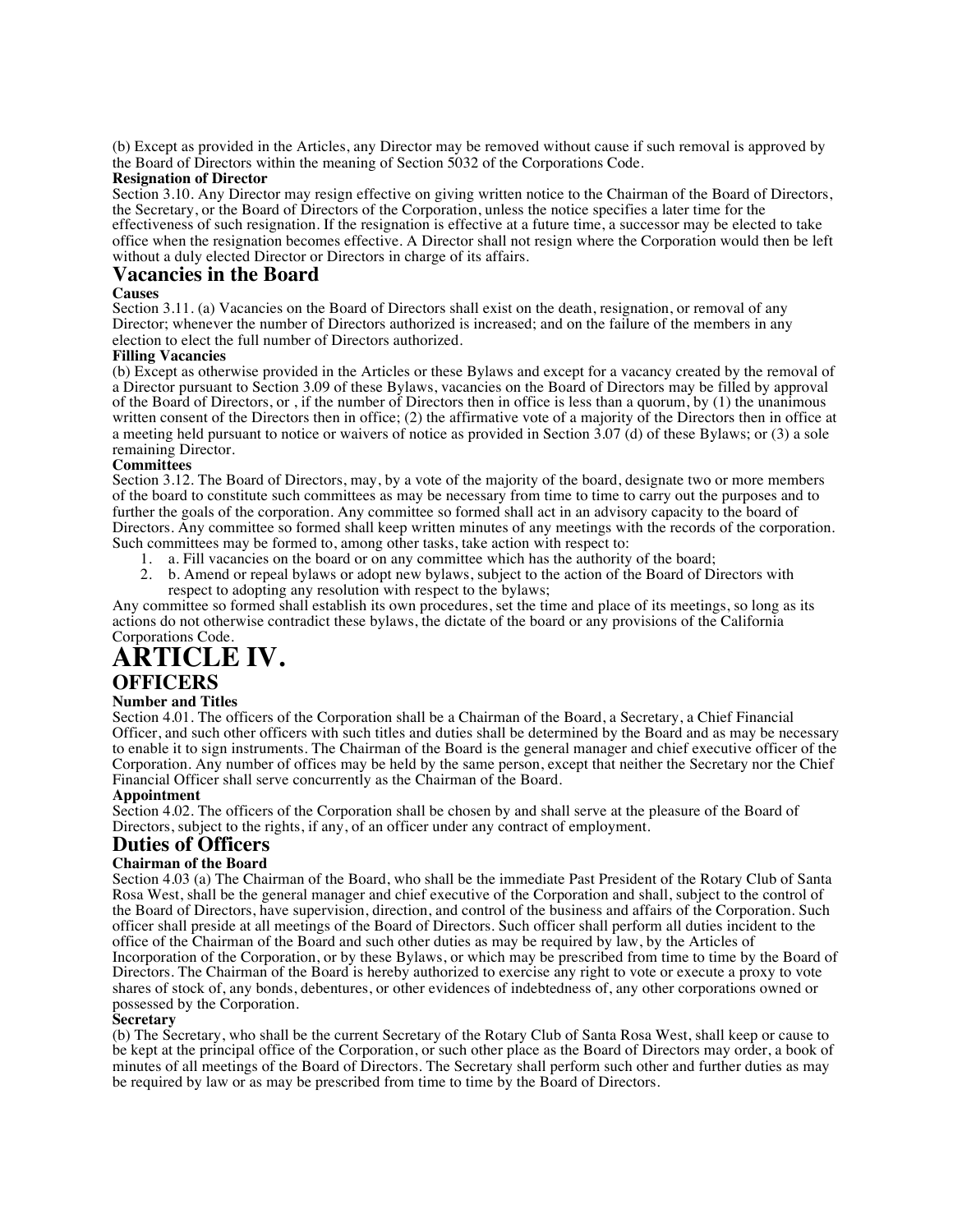(b) Except as provided in the Articles, any Director may be removed without cause if such removal is approved by the Board of Directors within the meaning of Section 5032 of the Corporations Code.

**Resignation of Director**

Section 3.10. Any Director may resign effective on giving written notice to the Chairman of the Board of Directors, the Secretary, or the Board of Directors of the Corporation, unless the notice specifies a later time for the effectiveness of such resignation. If the resignation is effective at a future time, a successor may be elected to take office when the resignation becomes effective. A Director shall not resign where the Corporation would then be left without a duly elected Director or Directors in charge of its affairs.

## Vacancies in the Board

**Causes**

Section 3.11. (a) Vacancies on the Board of Directors shall exist on the death, resignation, or removal of any Director; whenever the number of Directors authorized is increased; and on the failure of the members in any election to elect the full number of Directors authorized.

**Filling Vacancies**

(b) Except as otherwise provided in the Articles or these Bylaws and except for a vacancy created by the removal of a Director pursuant to Section 3.09 of these Bylaws, vacancies on the Board of Directors may be filled by approval of the Board of Directors, or , if the number of Directors then in office is less than a quorum, by (1) the unanimous written consent of the Directors then in office; (2) the affirmative vote of a majority of the Directors then in office at a meeting held pursuant to notice or waivers of notice as provided in Section 3.07 (d) of these Bylaws; or (3) a sole remaining Director.

**Committees**

Section 3.12. The Board of Directors, may, by a vote of the majority of the board, designate two or more members of the board to constitute such committees as may be necessary from time to time to carry out the purposes and to further the goals of the corporation. Any committee so formed shall act in an advisory capacity to the board of Directors. Any committee so formed shall keep written minutes of any meetings with the records of the corporation. Such committees may be formed to, among other tasks, take action with respect to:

1. a. Fill vacancies on the board or on any committee which has the authority of the board;
2. b. Amend or repeal bylaws or adopt new bylaws, subject to the action of the Board of Directors with respect to adopting any resolution with respect to the bylaws;

Any committee so formed shall establish its own procedures, set the time and place of its meetings, so long as its actions do not otherwise contradict these bylaws, the dictate of the board or any provisions of the California Corporations Code.

# ARTICLE IV.

## OFFICERS

**Number and Titles**

Section 4.01. The officers of the Corporation shall be a Chairman of the Board, a Secretary, a Chief Financial Officer, and such other officers with such titles and duties shall be determined by the Board and as may be necessary to enable it to sign instruments. The Chairman of the Board is the general manager and chief executive officer of the Corporation. Any number of offices may be held by the same person, except that neither the Secretary nor the Chief Financial Officer shall serve concurrently as the Chairman of the Board.

**Appointment**

Section 4.02. The officers of the Corporation shall be chosen by and shall serve at the pleasure of the Board of Directors, subject to the rights, if any, of an officer under any contract of employment.

## Duties of Officers

**Chairman of the Board**

Section 4.03 (a) The Chairman of the Board, who shall be the immediate Past President of the Rotary Club of Santa Rosa West, shall be the general manager and chief executive of the Corporation and shall, subject to the control of the Board of Directors, have supervision, direction, and control of the business and affairs of the Corporation. Such officer shall preside at all meetings of the Board of Directors. Such officer shall perform all duties incident to the office of the Chairman of the Board and such other duties as may be required by law, by the Articles of Incorporation of the Corporation, or by these Bylaws, or which may be prescribed from time to time by the Board of Directors. The Chairman of the Board is hereby authorized to exercise any right to vote or execute a proxy to vote shares of stock of, any bonds, debentures, or other evidences of indebtedness of, any other corporations owned or possessed by the Corporation.

**Secretary**

(b) The Secretary, who shall be the current Secretary of the Rotary Club of Santa Rosa West, shall keep or cause to be kept at the principal office of the Corporation, or such other place as the Board of Directors may order, a book of minutes of all meetings of the Board of Directors. The Secretary shall perform such other and further duties as may be required by law or as may be prescribed from time to time by the Board of Directors.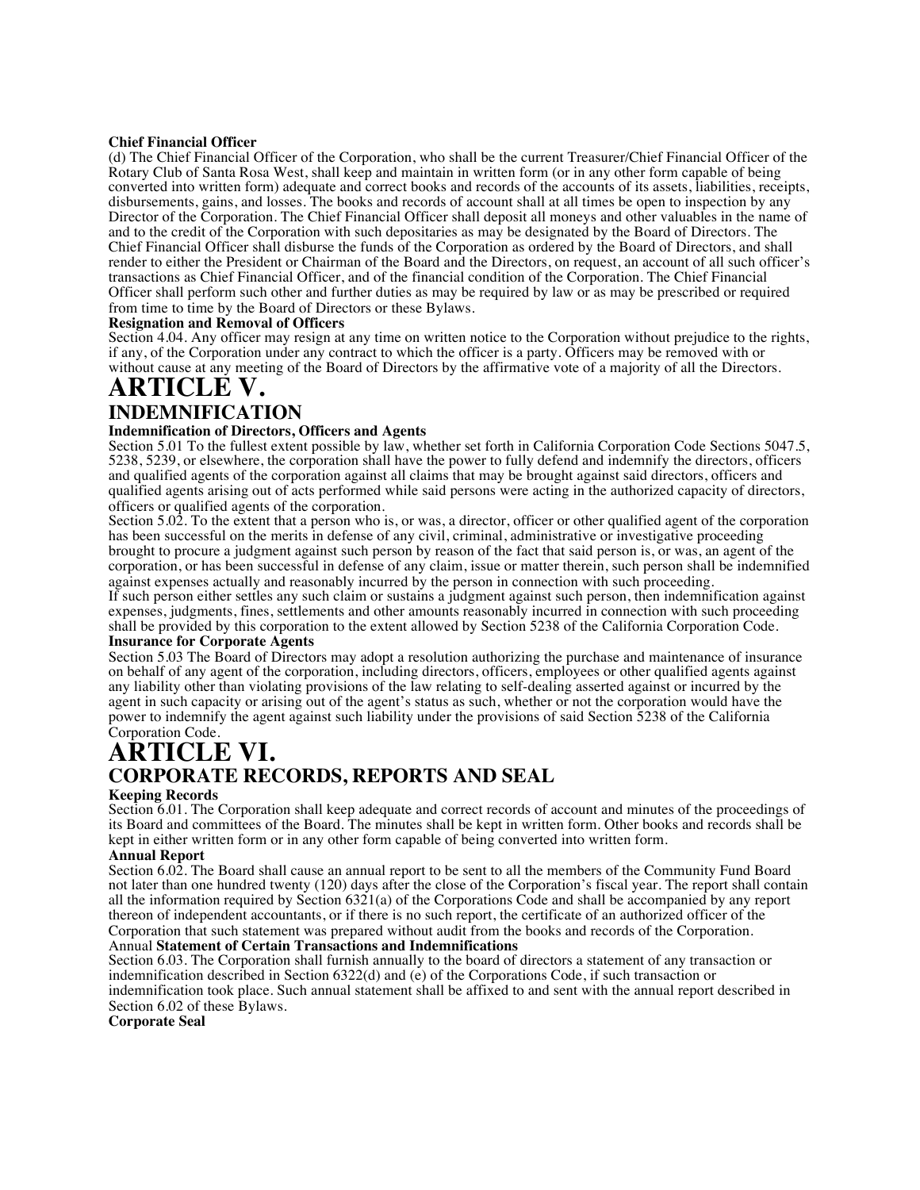**Chief Financial Officer**

(d) The Chief Financial Officer of the Corporation, who shall be the current Treasurer/Chief Financial Officer of the Rotary Club of Santa Rosa West, shall keep and maintain in written form (or in any other form capable of being converted into written form) adequate and correct books and records of the accounts of its assets, liabilities, receipts, disbursements, gains, and losses. The books and records of account shall at all times be open to inspection by any Director of the Corporation. The Chief Financial Officer shall deposit all moneys and other valuables in the name of and to the credit of the Corporation with such depositaries as may be designated by the Board of Directors. The Chief Financial Officer shall disburse the funds of the Corporation as ordered by the Board of Directors, and shall render to either the President or Chairman of the Board and the Directors, on request, an account of all such officer's transactions as Chief Financial Officer, and of the financial condition of the Corporation. The Chief Financial Officer shall perform such other and further duties as may be required by law or as may be prescribed or required from time to time by the Board of Directors or these Bylaws.

**Resignation and Removal of Officers**

Section 4.04. Any officer may resign at any time on written notice to the Corporation without prejudice to the rights, if any, of the Corporation under any contract to which the officer is a party. Officers may be removed with or without cause at any meeting of the Board of Directors by the affirmative vote of a majority of all the Directors.

# ARTICLE V.

## INDEMNIFICATION

**Indemnification of Directors, Officers and Agents**

Section 5.01 To the fullest extent possible by law, whether set forth in California Corporation Code Sections 5047.5, 5238, 5239, or elsewhere, the corporation shall have the power to fully defend and indemnify the directors, officers and qualified agents of the corporation against all claims that may be brought against said directors, officers and qualified agents arising out of acts performed while said persons were acting in the authorized capacity of directors, officers or qualified agents of the corporation.

Section 5.02. To the extent that a person who is, or was, a director, officer or other qualified agent of the corporation has been successful on the merits in defense of any civil, criminal, administrative or investigative proceeding brought to procure a judgment against such person by reason of the fact that said person is, or was, an agent of the corporation, or has been successful in defense of any claim, issue or matter therein, such person shall be indemnified against expenses actually and reasonably incurred by the person in connection with such proceeding.

If such person either settles any such claim or sustains a judgment against such person, then indemnification against expenses, judgments, fines, settlements and other amounts reasonably incurred in connection with such proceeding shall be provided by this corporation to the extent allowed by Section 5238 of the California Corporation Code.

**Insurance for Corporate Agents**

Section 5.03 The Board of Directors may adopt a resolution authorizing the purchase and maintenance of insurance on behalf of any agent of the corporation, including directors, officers, employees or other qualified agents against any liability other than violating provisions of the law relating to self-dealing asserted against or incurred by the agent in such capacity or arising out of the agent's status as such, whether or not the corporation would have the power to indemnify the agent against such liability under the provisions of said Section 5238 of the California Corporation Code.

# ARTICLE VI.

## CORPORATE RECORDS, REPORTS AND SEAL

**Keeping Records**

Section 6.01. The Corporation shall keep adequate and correct records of account and minutes of the proceedings of its Board and committees of the Board. The minutes shall be kept in written form. Other books and records shall be kept in either written form or in any other form capable of being converted into written form.

**Annual Report**

Section 6.02. The Board shall cause an annual report to be sent to all the members of the Community Fund Board not later than one hundred twenty (120) days after the close of the Corporation's fiscal year. The report shall contain all the information required by Section 6321(a) of the Corporations Code and shall be accompanied by any report thereof of independent accountants, or if there is no such report, the certificate of an authorized officer of the Corporation that such statement was prepared without audit from the books and records of the Corporation.

Annual **Statement of Certain Transactions and Indemnifications**

Section 6.03. The Corporation shall furnish annually to the board of directors a statement of any transaction or indemnification described in Section 6322(d) and (e) of the Corporations Code, if such transaction or indemnification took place. Such annual statement shall be affixed to and sent with the annual report described in Section 6.02 of these Bylaws.

**Corporate Seal**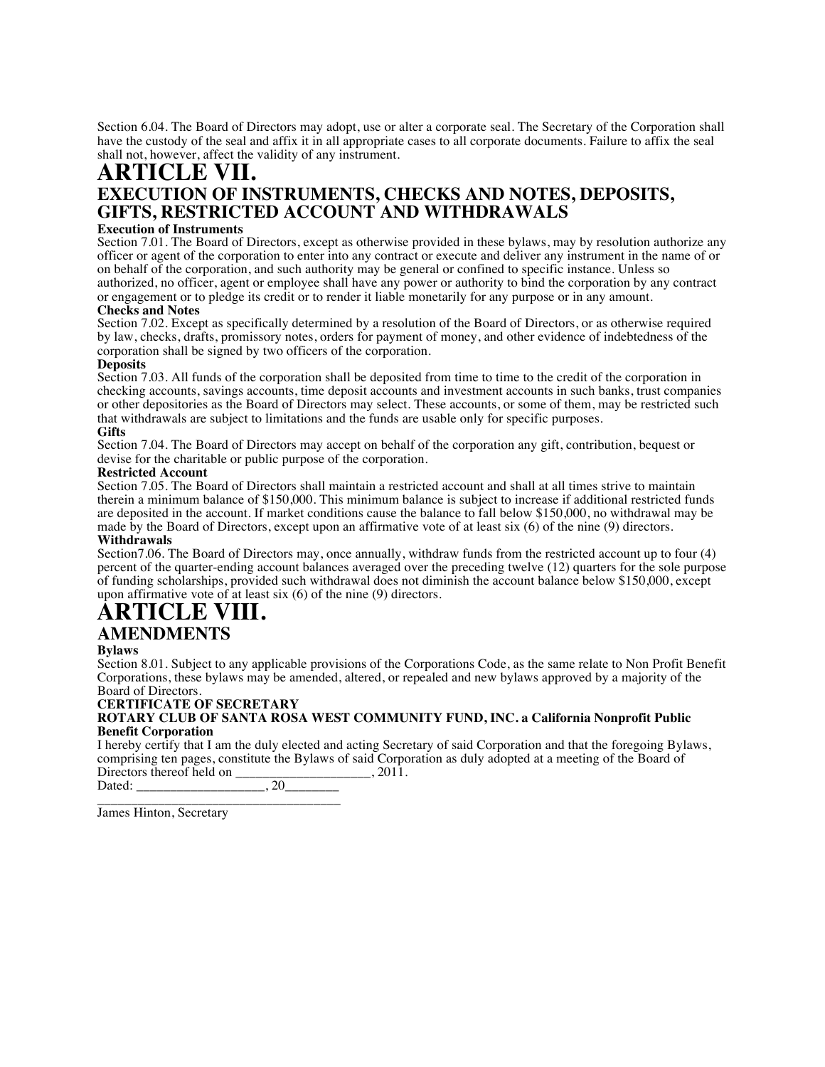Section 6.04. The Board of Directors may adopt, use or alter a corporate seal. The Secretary of the Corporation shall have the custody of the seal and affix it in all appropriate cases to all corporate documents. Failure to affix the seal shall not, however, affect the validity of any instrument.

# ARTICLE VII.

## EXECUTION OF INSTRUMENTS, CHECKS AND NOTES, DEPOSITS, GIFTS, RESTRICTED ACCOUNT AND WITHDRAWALS

**Execution of Instruments**

Section 7.01. The Board of Directors, except as otherwise provided in these bylaws, may by resolution authorize any officer or agent of the corporation to enter into any contract or execute and deliver any instrument in the name of or on behalf of the corporation, and such authority may be general or confined to specific instance. Unless so authorized, no officer, agent or employee shall have any power or authority to bind the corporation by any contract or engagement or to pledge its credit or to render it liable monetarily for any purpose or in any amount.

**Checks and Notes**

Section 7.02. Except as specifically determined by a resolution of the Board of Directors, or as otherwise required by law, checks, drafts, promissory notes, orders for payment of money, and other evidence of indebtedness of the corporation shall be signed by two officers of the corporation.

**Deposits**

Section 7.03. All funds of the corporation shall be deposited from time to time to the credit of the corporation in checking accounts, savings accounts, time deposit accounts and investment accounts in such banks, trust companies or other depositories as the Board of Directors may select. These accounts, or some of them, may be restricted such that withdrawals are subject to limitations and the funds are usable only for specific purposes.

**Gifts**

Section 7.04. The Board of Directors may accept on behalf of the corporation any gift, contribution, bequest or devise for the charitable or public purpose of the corporation.

**Restricted Account**

Section 7.05. The Board of Directors shall maintain a restricted account and shall at all times strive to maintain therein a minimum balance of $150,000. This minimum balance is subject to increase if additional restricted funds are deposited in the account. If market conditions cause the balance to fall below $150,000, no withdrawal may be made by the Board of Directors, except upon an affirmative vote of at least six (6) of the nine (9) directors.

**Withdrawals**

Section7.06. The Board of Directors may, once annually, withdraw funds from the restricted account up to four (4) percent of the quarter-ending account balances averaged over the preceding twelve (12) quarters for the sole purpose of funding scholarships, provided such withdrawal does not diminish the account balance below $150,000, except upon affirmative vote of at least six (6) of the nine (9) directors.

# ARTICLE VIII.

## AMENDMENTS

**Bylaws**

Section 8.01. Subject to any applicable provisions of the Corporations Code, as the same relate to Non Profit Benefit Corporations, these bylaws may be amended, altered, or repealed and new bylaws approved by a majority of the Board of Directors.

**CERTIFICATE OF SECRETARY**

**ROTARY CLUB OF SANTA ROSA WEST COMMUNITY FUND, INC. a California Nonprofit Public Benefit Corporation**

I hereby certify that I am the duly elected and acting Secretary of said Corporation and that the foregoing Bylaws, comprising ten pages, constitute the Bylaws of said Corporation as duly adopted at a meeting of the Board of Directors thereof held on ____________________, 2011.

Dated: ___________________, 20________

_____________________________________

James Hinton, Secretary